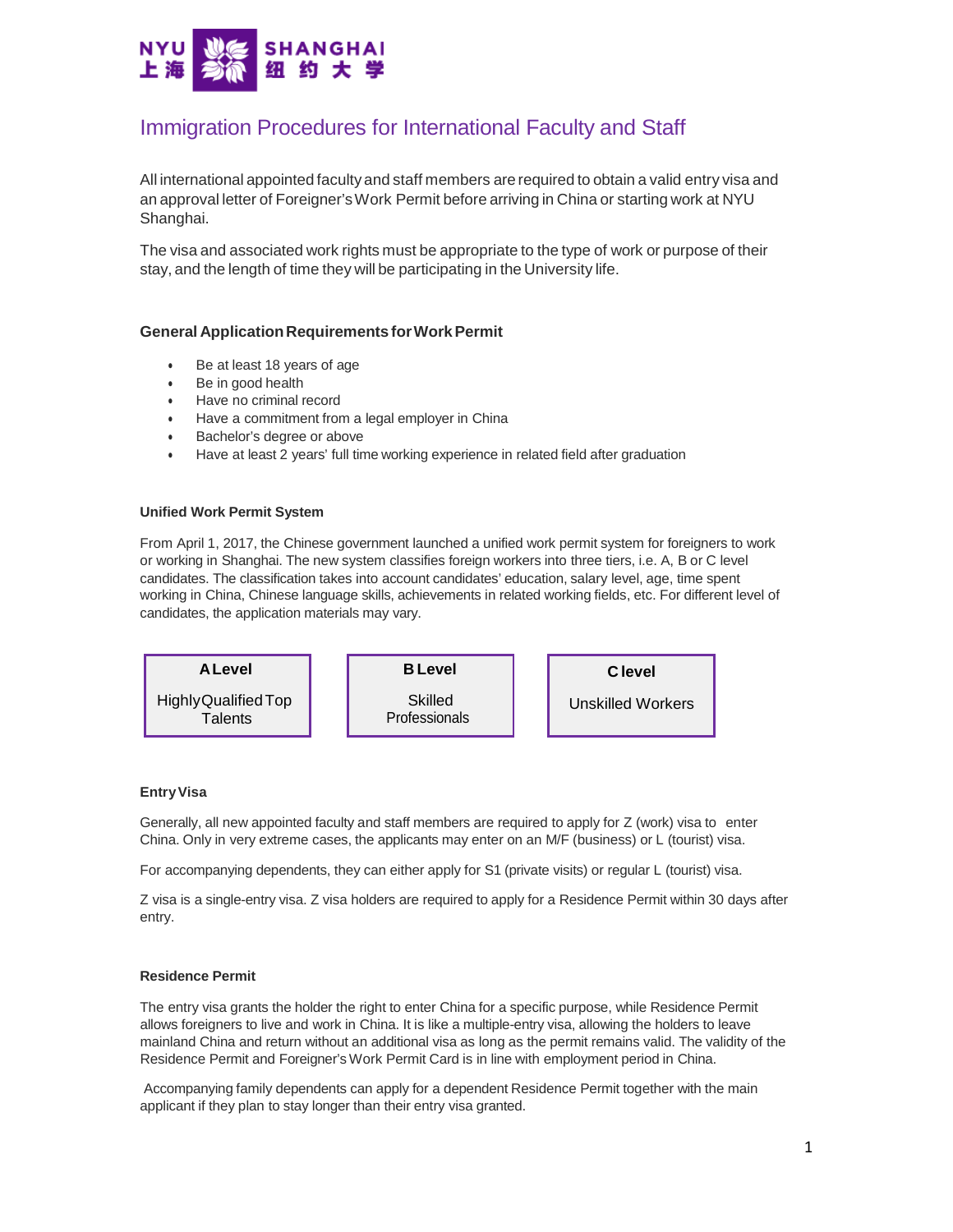# Immigration Procedures for International Faculty and Staff

All international appointed faculty and staff members are required to obtain a valid entry visa and an approval letter of Foreigner's Work Permit before arriving in China or starting work at NYU Shanghai.

The visa and associated work rights must be appropriate to the type of work or purpose of their stay, and the length of time they will be participating in the University life.

## General Application Requirements for Work Permit

- Be at least 18 years of age
- Be in good health
- Have no criminal record
- Have a commitment from a legal employer in China
- Bachelor's degree or above
- Have at least 2 years' full time working experience in related field after graduation

### Unified Work Permit System

From April 1, 2017, the Chinese government launched a unified work permit system for foreigners to work or working in Shanghai. The new system classifies foreign workers into three tiers, i.e. A, B or C level candidates. The classification takes into account candidates' education, salary level, age, time spent working in China, Chinese language skills, achievements in related working fields, etc. For different level of candidates, the application materials may vary.

| A Level | B Level | C level |
|---|---|---|
| Highly Qualified Top Talents | Skilled Professionals | Unskilled Workers |

### Entry Visa

Generally, all new appointed faculty and staff members are required to apply for Z (work) visa to enter China. Only in very extreme cases, the applicants may enter on an M/F (business) or L (tourist) visa.

For accompanying dependents, they can either apply for S1 (private visits) or regular L (tourist) visa.

Z visa is a single-entry visa. Z visa holders are required to apply for a Residence Permit within 30 days after entry.

### Residence Permit

The entry visa grants the holder the right to enter China for a specific purpose, while Residence Permit allows foreigners to live and work in China. It is like a multiple-entry visa, allowing the holders to leave mainland China and return without an additional visa as long as the permit remains valid. The validity of the Residence Permit and Foreigner's Work Permit Card is in line with employment period in China.

Accompanying family dependents can apply for a dependent Residence Permit together with the main applicant if they plan to stay longer than their entry visa granted.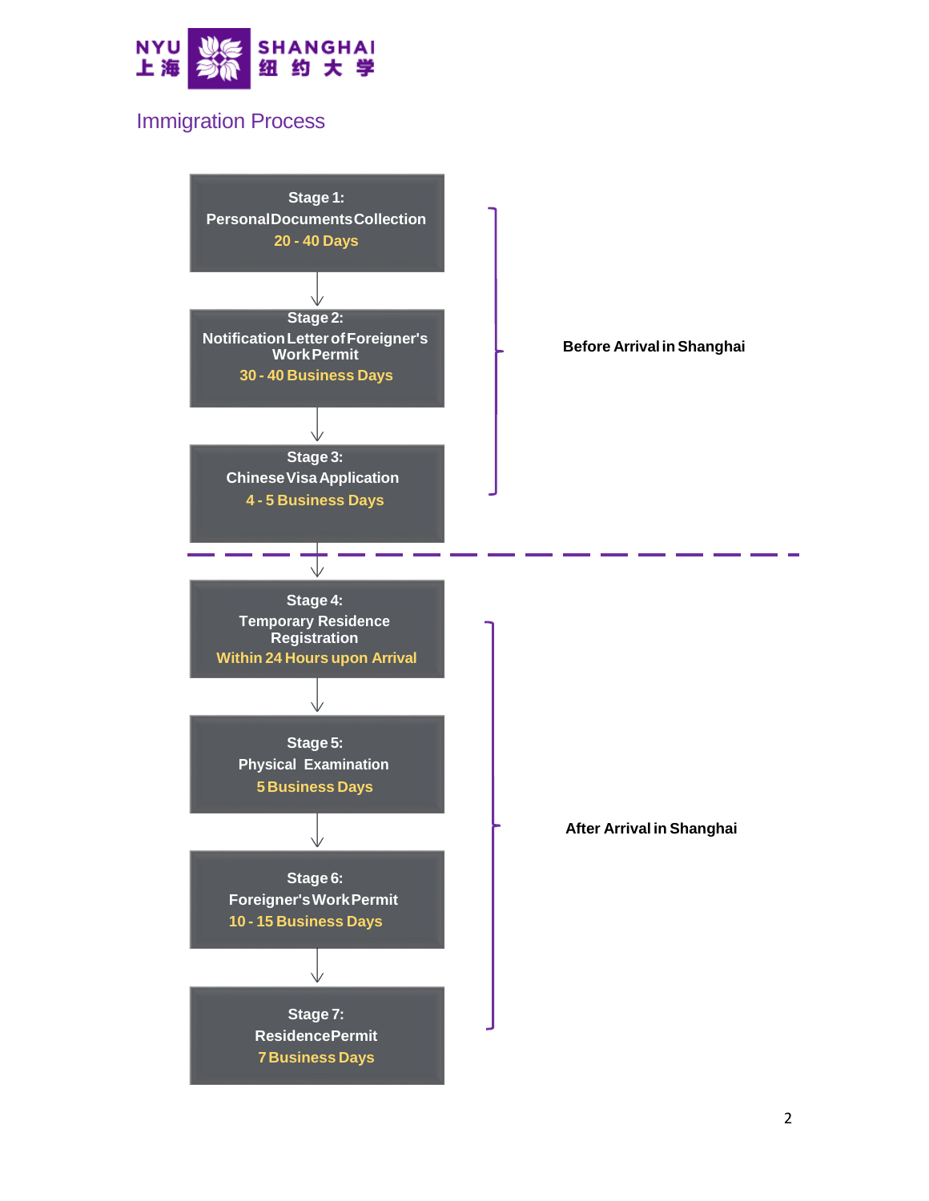## Immigration Process

**Before Arrival in Shanghai**

**Stage 1:**
Personal Documents Collection
20 - 40 Days

**Stage 2:**
Notification Letter of Foreigner's Work Permit
30 - 40 Business Days

**Stage 3:**
Chinese Visa Application
4 - 5 Business Days

---

**After Arrival in Shanghai**

**Stage 4:**
Temporary Residence Registration
Within 24 Hours upon Arrival

**Stage 5:**
Physical Examination
5 Business Days

**Stage 6:**
Foreigner's Work Permit
10 - 15 Business Days

**Stage 7:**
Residence Permit
7 Business Days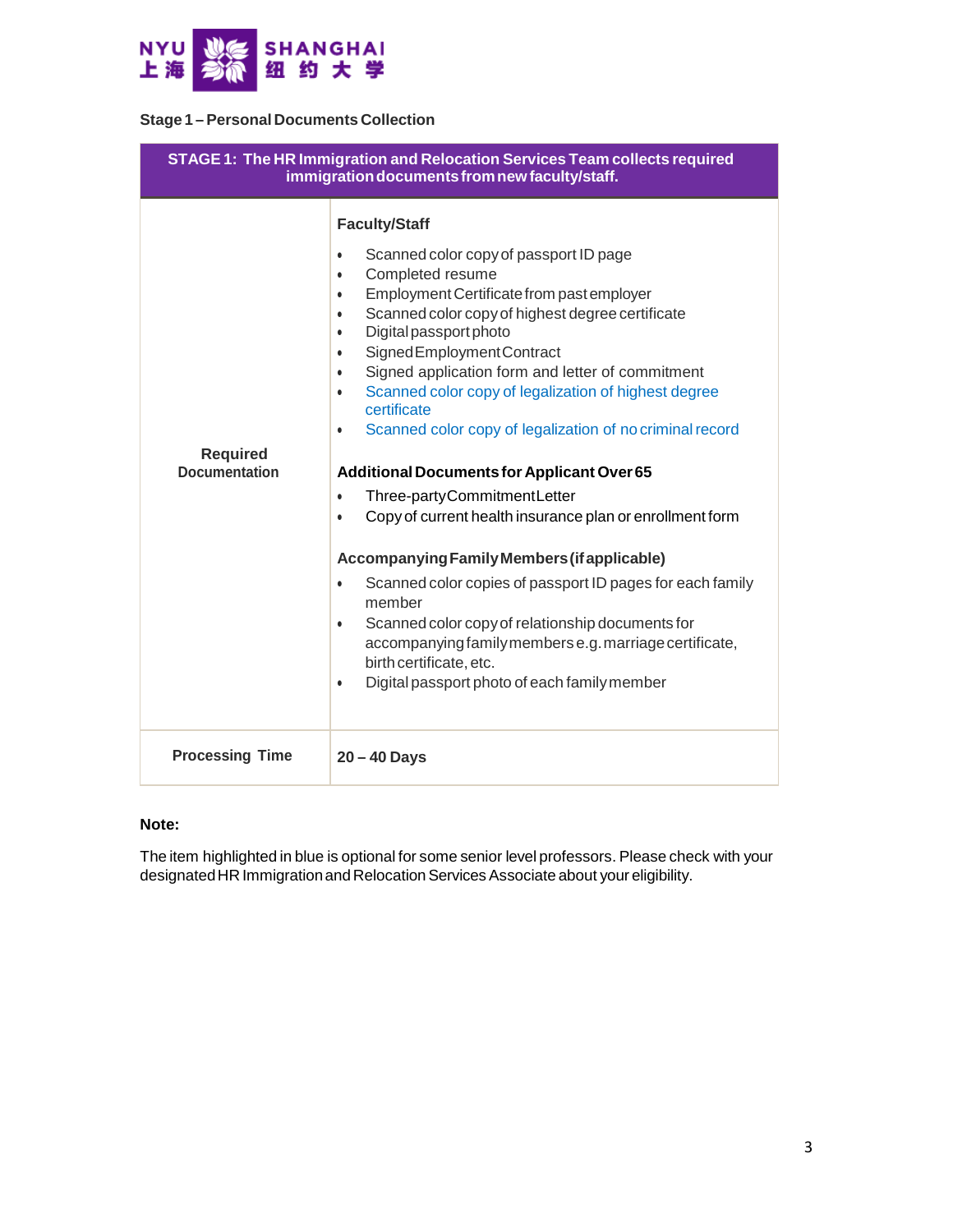### Stage 1 – Personal Documents Collection

| STAGE 1: The HR Immigration and Relocation Services Team collects required immigration documents from new faculty/staff. | |
|---|---|
| Required Documentation | **Faculty/Staff**<br>• Scanned color copy of passport ID page<br>• Completed resume<br>• Employment Certificate from past employer<br>• Scanned color copy of highest degree certificate<br>• Digital passport photo<br>• Signed Employment Contract<br>• Signed application form and letter of commitment<br>• Scanned color copy of legalization of highest degree certificate<br>• Scanned color copy of legalization of no criminal record<br><br>**Additional Documents for Applicant Over 65**<br>• Three-party Commitment Letter<br>• Copy of current health insurance plan or enrollment form<br><br>**Accompanying Family Members (if applicable)**<br>• Scanned color copies of passport ID pages for each family member<br>• Scanned color copy of relationship documents for accompanying family members e.g. marriage certificate, birth certificate, etc.<br>• Digital passport photo of each family member |
| Processing Time | **20 – 40 Days** |

**Note:**

The item highlighted in blue is optional for some senior level professors. Please check with your designated HR Immigration and Relocation Services Associate about your eligibility.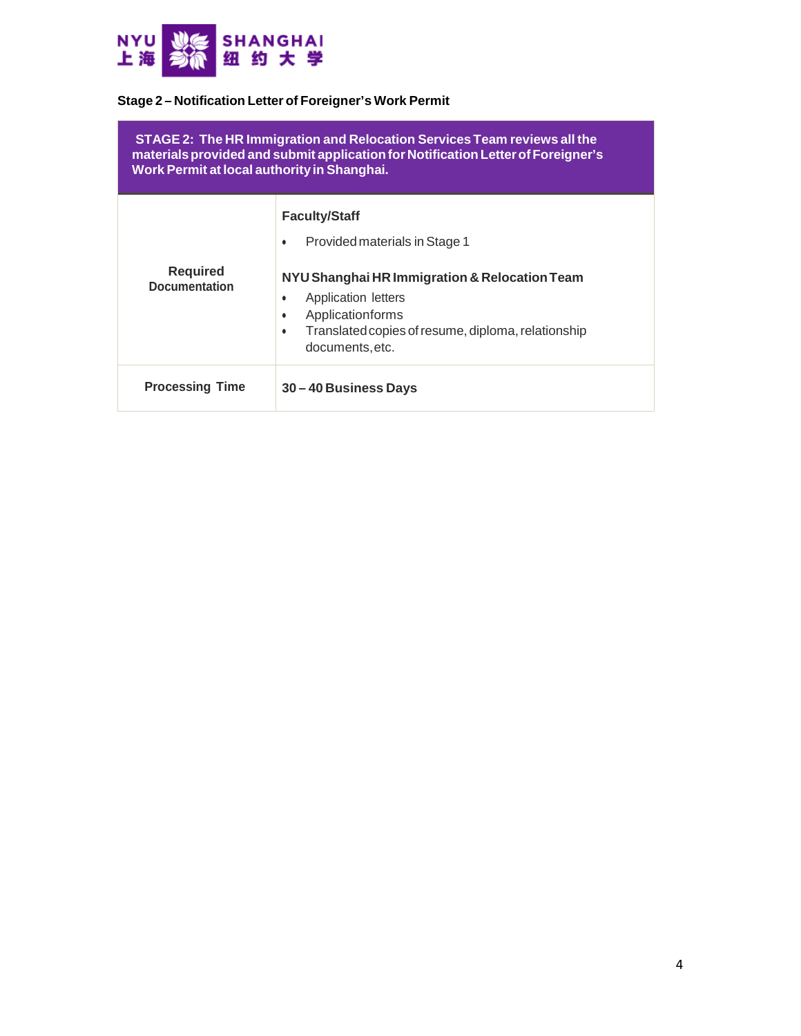### Stage 2 – Notification Letter of Foreigner's Work Permit

| STAGE 2: The HR Immigration and Relocation Services Team reviews all the materials provided and submit application for Notification Letter of Foreigner's Work Permit at local authority in Shanghai. | |
|---|---|
| **Required Documentation** | **Faculty/Staff**<br>• Provided materials in Stage 1<br><br>**NYU Shanghai HR Immigration & Relocation Team**<br>• Application letters<br>• Applicationforms<br>• Translated copies of resume, diploma, relationship documents, etc. |
| **Processing Time** | **30 – 40 Business Days** |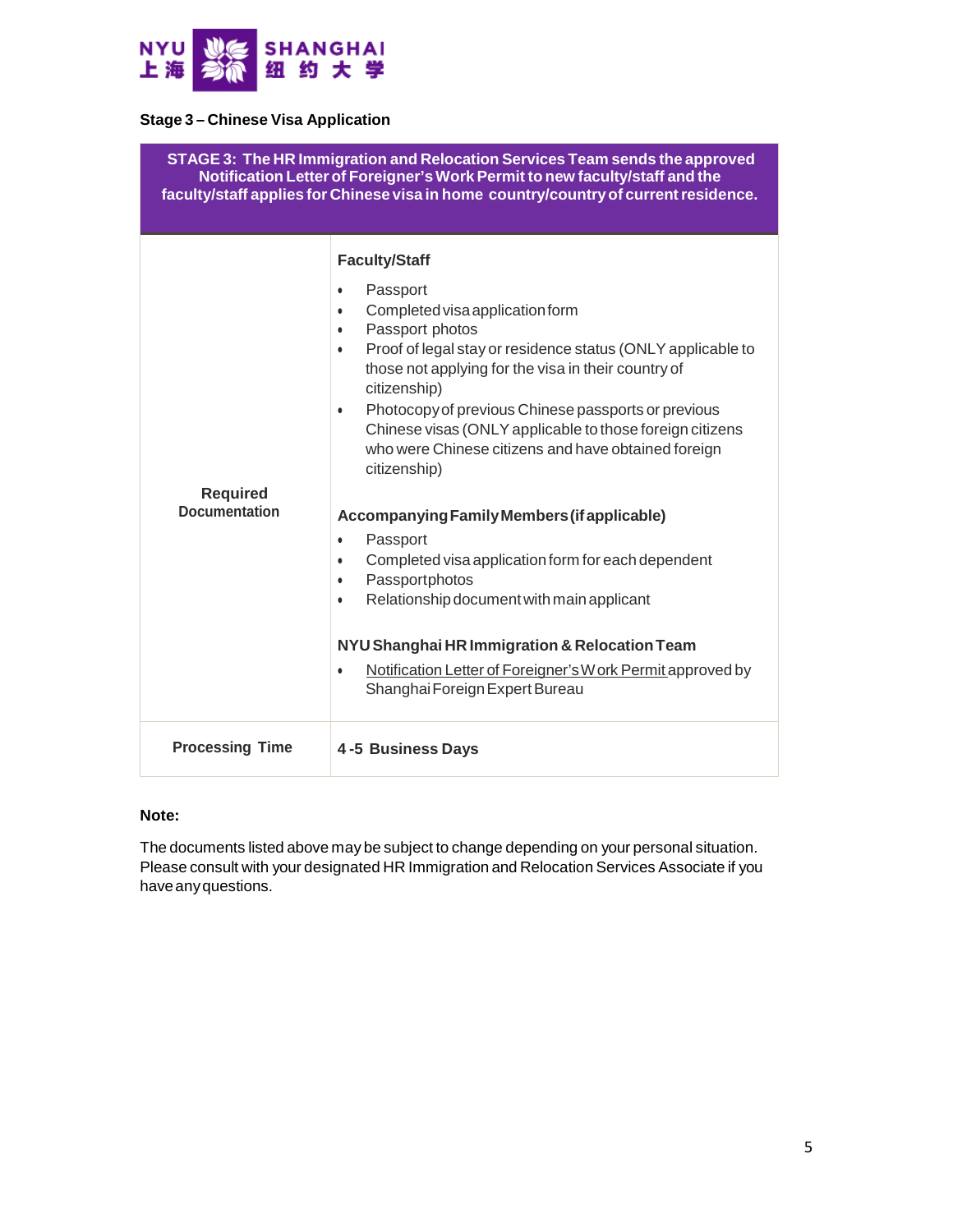**Stage 3 – Chinese Visa Application**

| STAGE 3: The HR Immigration and Relocation Services Team sends the approved Notification Letter of Foreigner's Work Permit to new faculty/staff and the faculty/staff applies for Chinese visa in home country/country of current residence. | |
|---|---|
| **Required Documentation** | **Faculty/Staff**<br>• Passport<br>• Completed visa application form<br>• Passport photos<br>• Proof of legal stay or residence status (ONLY applicable to those not applying for the visa in their country of citizenship)<br>• Photocopy of previous Chinese passports or previous Chinese visas (ONLY applicable to those foreign citizens who were Chinese citizens and have obtained foreign citizenship)<br><br>**Accompanying Family Members (if applicable)**<br>• Passport<br>• Completed visa application form for each dependent<br>• Passport photos<br>• Relationship document with main applicant<br><br>**NYU Shanghai HR Immigration & Relocation Team**<br>• Notification Letter of Foreigner's Work Permit approved by Shanghai Foreign Expert Bureau |
| **Processing Time** | **4-5 Business Days** |

**Note:**

The documents listed above may be subject to change depending on your personal situation. Please consult with your designated HR Immigration and Relocation Services Associate if you have any questions.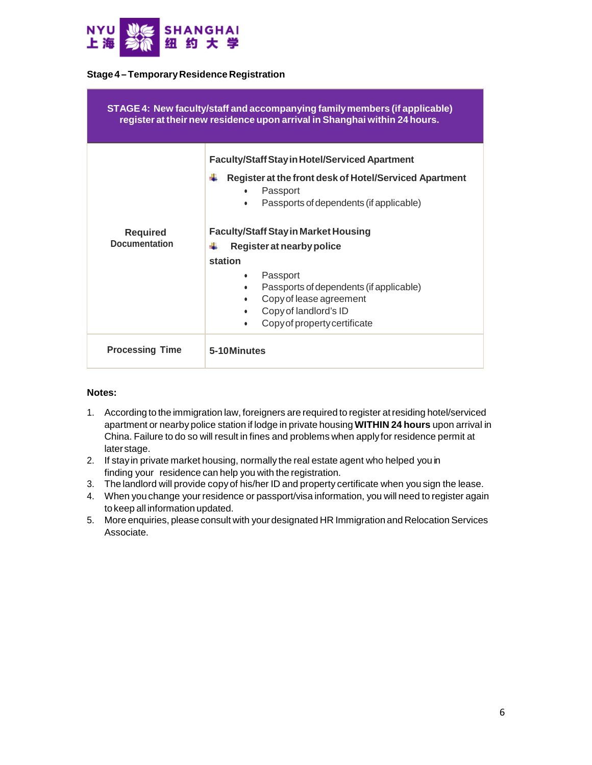### Stage 4 – Temporary Residence Registration

| STAGE 4: New faculty/staff and accompanying family members (if applicable) register at their new residence upon arrival in Shanghai within 24 hours. | |
|---|---|
| **Required Documentation** | **Faculty/Staff Stay in Hotel/Serviced Apartment**<br>**Register at the front desk of Hotel/Serviced Apartment**<br>• Passport<br>• Passports of dependents (if applicable)<br><br>**Faculty/Staff Stay in Market Housing**<br>**Register at nearby police station**<br>• Passport<br>• Passports of dependents (if applicable)<br>• Copy of lease agreement<br>• Copy of landlord's ID<br>• Copy of property certificate |
| **Processing Time** | **5-10Minutes** |

**Notes:**

1. According to the immigration law, foreigners are required to register at residing hotel/serviced apartment or nearby police station if lodge in private housing **WITHIN 24 hours** upon arrival in China. Failure to do so will result in fines and problems when apply for residence permit at later stage.
2. If stay in private market housing, normally the real estate agent who helped you in finding your residence can help you with the registration.
3. The landlord will provide copy of his/her ID and property certificate when you sign the lease.
4. When you change your residence or passport/visa information, you will need to register again to keep all information updated.
5. More enquiries, please consult with your designated HR Immigration and Relocation Services Associate.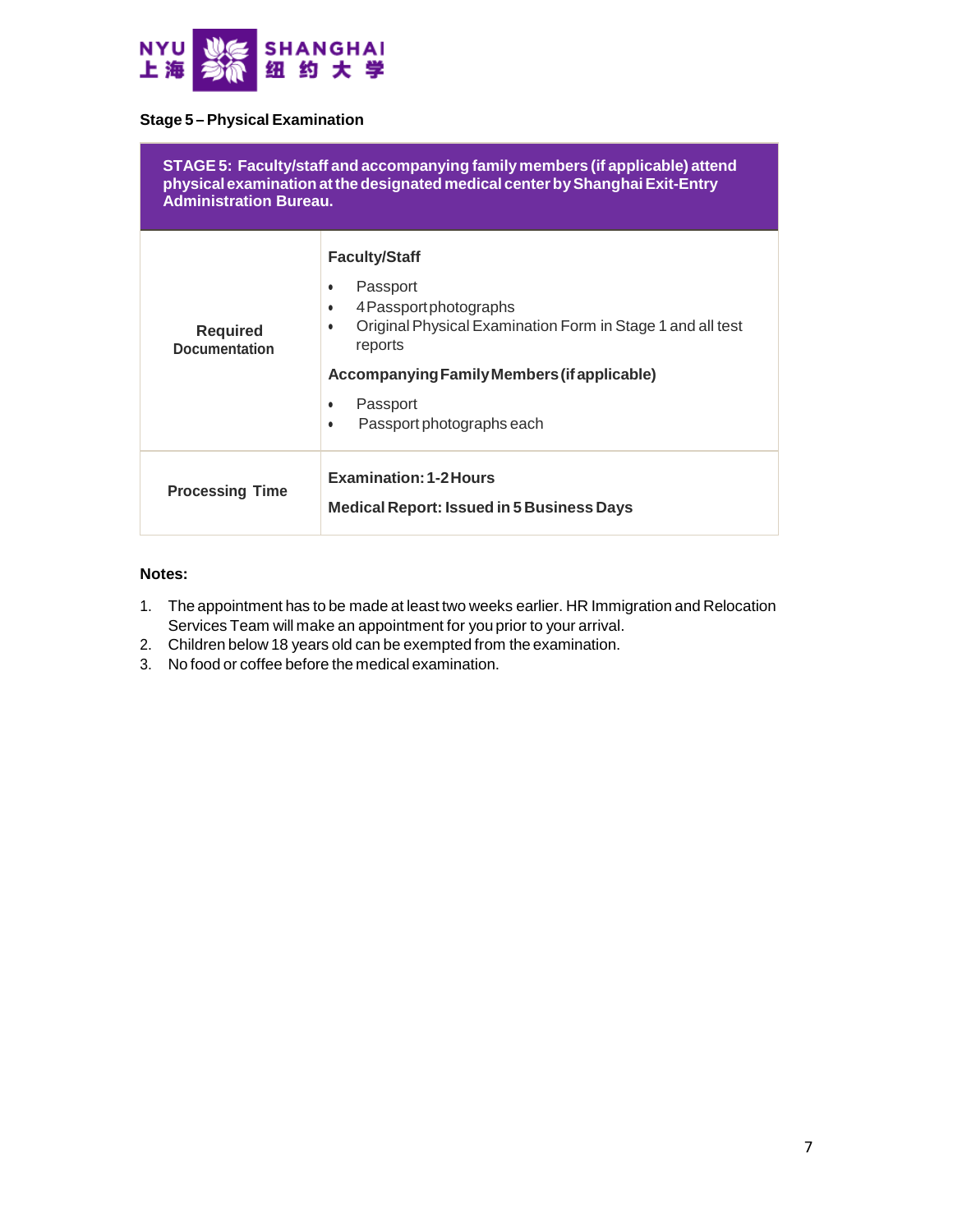### Stage 5 – Physical Examination

| STAGE 5: Faculty/staff and accompanying family members (if applicable) attend physical examination at the designated medical center by Shanghai Exit-Entry Administration Bureau. | |
|---|---|
| **Required Documentation** | **Faculty/Staff**<br>• Passport<br>• 4 Passport photographs<br>• Original Physical Examination Form in Stage 1 and all test reports<br>**Accompanying Family Members (if applicable)**<br>• Passport<br>• Passport photographs each |
| **Processing Time** | **Examination: 1-2 Hours**<br>**Medical Report: Issued in 5 Business Days** |

**Notes:**

1. The appointment has to be made at least two weeks earlier. HR Immigration and Relocation Services Team will make an appointment for you prior to your arrival.
2. Children below 18 years old can be exempted from the examination.
3. No food or coffee before the medical examination.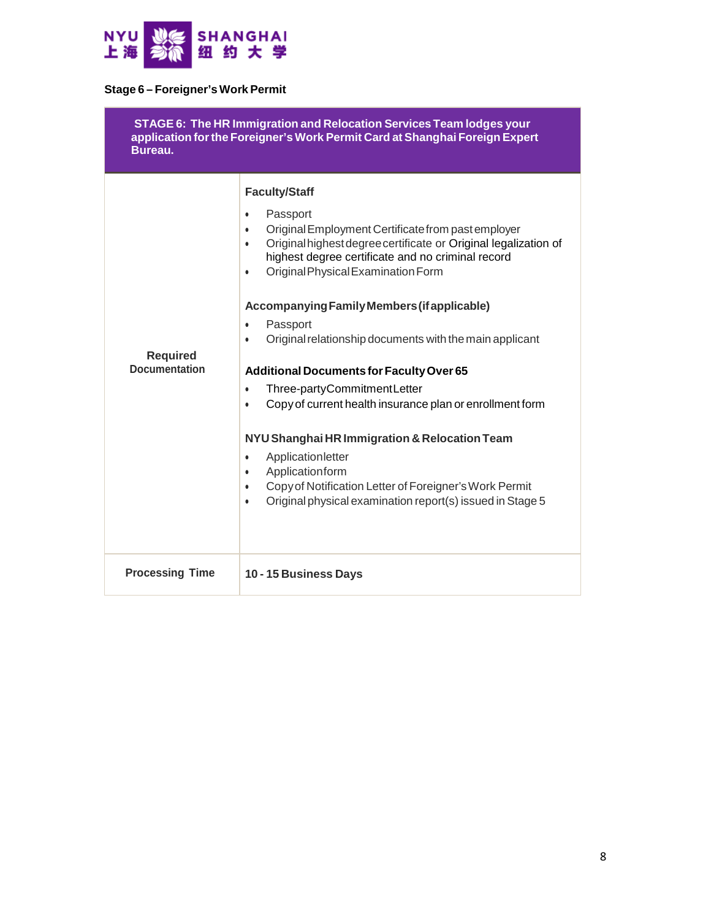### Stage 6 – Foreigner's Work Permit

| STAGE 6: The HR Immigration and Relocation Services Team lodges your application for the Foreigner's Work Permit Card at Shanghai Foreign Expert Bureau. | |
|---|---|
| **Required Documentation** | **Faculty/Staff**<br>• Passport<br>• Original Employment Certificate from past employer<br>• Original highest degree certificate or Original legalization of highest degree certificate and no criminal record<br>• Original Physical Examination Form<br><br>**Accompanying Family Members (if applicable)**<br>• Passport<br>• Original relationship documents with the main applicant<br><br>**Additional Documents for Faculty Over 65**<br>• Three-party Commitment Letter<br>• Copy of current health insurance plan or enrollment form<br><br>**NYU Shanghai HR Immigration & Relocation Team**<br>• Application letter<br>• Application form<br>• Copy of Notification Letter of Foreigner's Work Permit<br>• Original physical examination report(s) issued in Stage 5 |
| **Processing Time** | **10 - 15 Business Days** |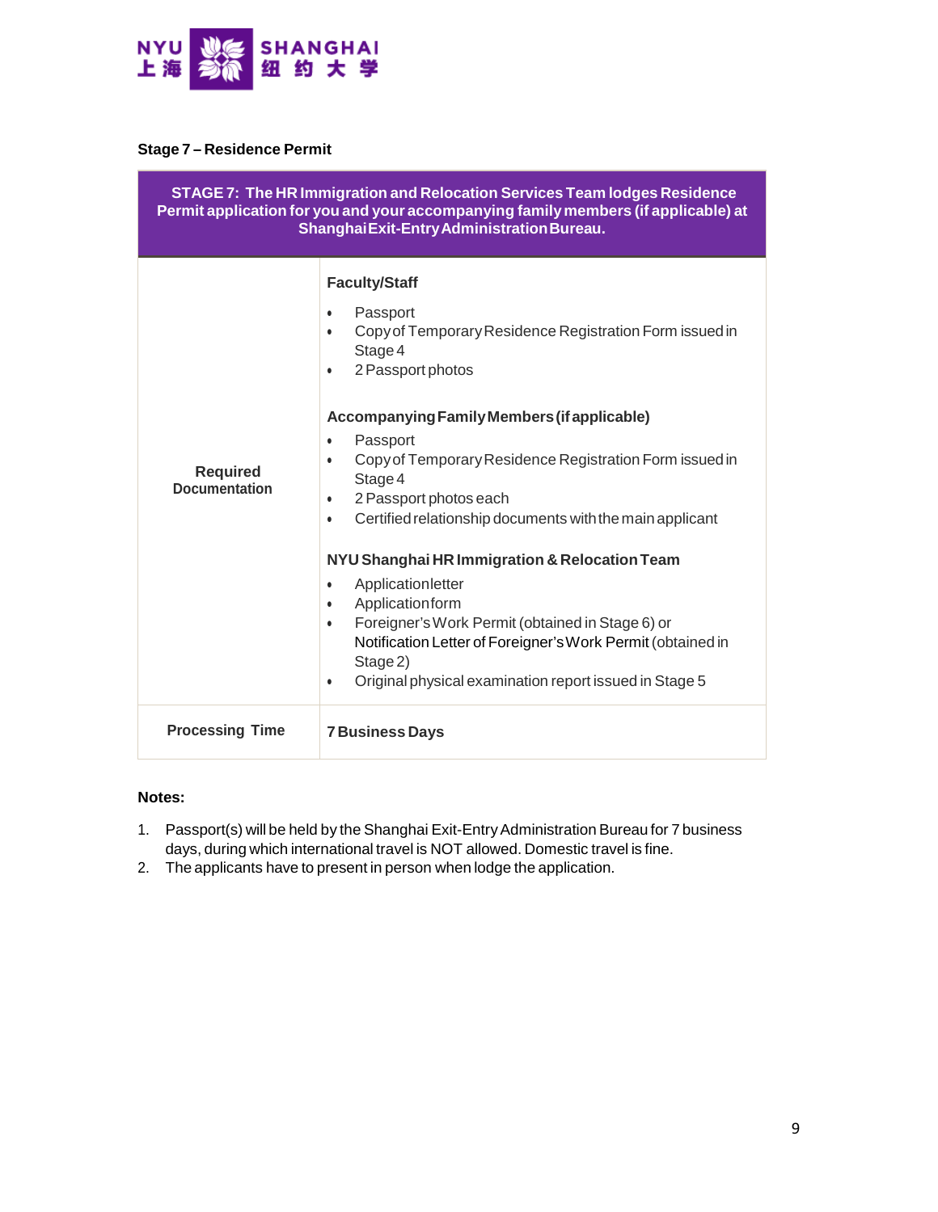**Stage 7 – Residence Permit**

| STAGE 7: The HR Immigration and Relocation Services Team lodges Residence Permit application for you and your accompanying family members (if applicable) at Shanghai Exit-Entry Administration Bureau. | |
|---|---|
| **Required Documentation** | **Faculty/Staff**<br>• Passport<br>• Copy of Temporary Residence Registration Form issued in Stage 4<br>• 2 Passport photos<br><br>**Accompanying Family Members (if applicable)**<br>• Passport<br>• Copy of Temporary Residence Registration Form issued in Stage 4<br>• 2 Passport photos each<br>• Certified relationship documents with the main applicant<br><br>**NYU Shanghai HR Immigration & Relocation Team**<br>• Application letter<br>• Application form<br>• Foreigner's Work Permit (obtained in Stage 6) or Notification Letter of Foreigner's Work Permit (obtained in Stage 2)<br>• Original physical examination report issued in Stage 5 |
| **Processing Time** | **7 Business Days** |

**Notes:**

1. Passport(s) will be held by the Shanghai Exit-Entry Administration Bureau for 7 business days, during which international travel is NOT allowed. Domestic travel is fine.
2. The applicants have to present in person when lodge the application.